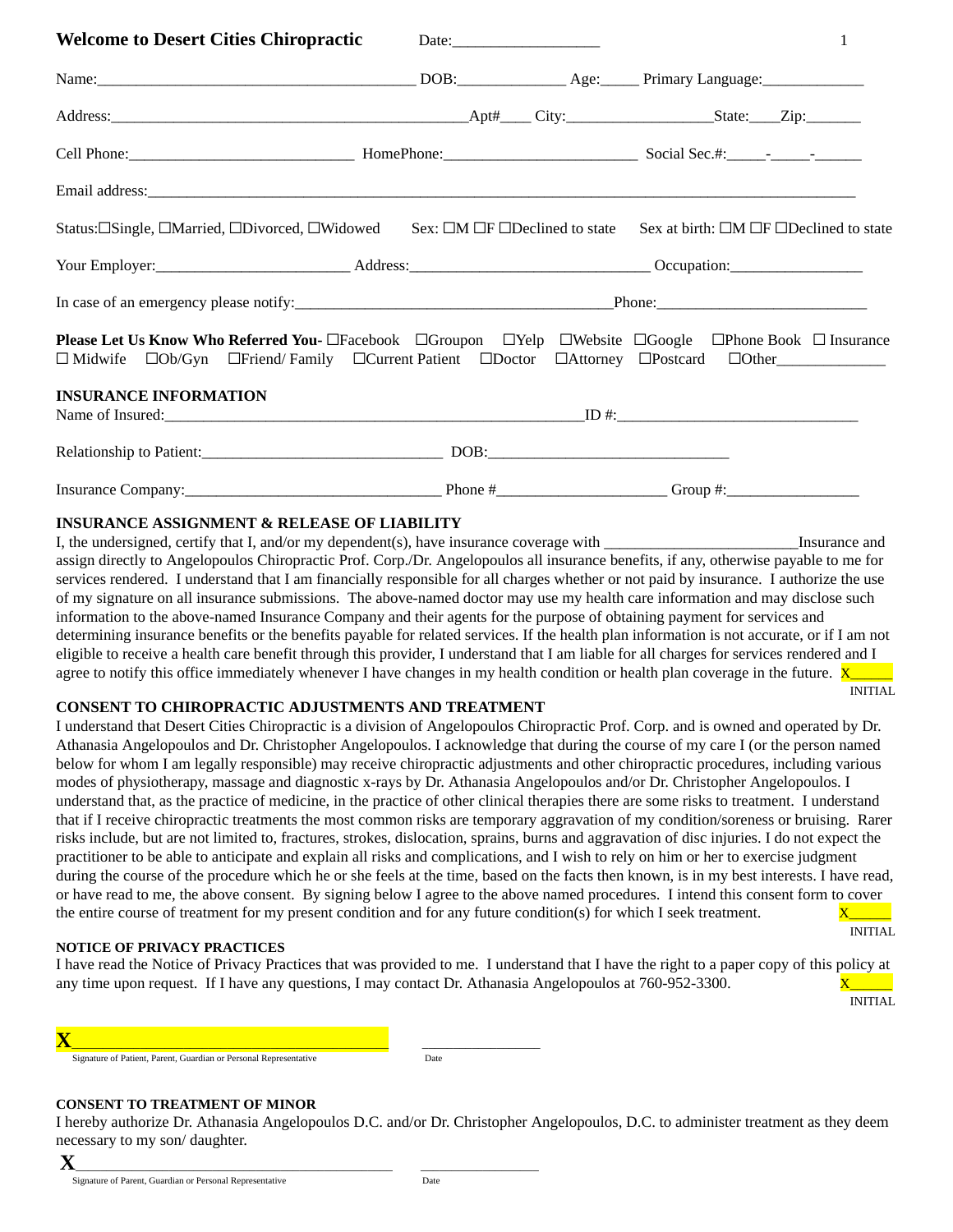# Welcome to Desert Cities Chiropractic

Date:___________________

Name:________________________________________ DOB:_____________ Age:_____ Primary Language:_____________

Address:_____________________________________________Apt#____ City:__________________State:____Zip:_______

Cell Phone:_____________________________ HomePhone:________________________ Social Sec.#:_____-_____-______

Email address:_____________________________________________________________________________________

Status:☐Single, ☐Married, ☐Divorced, ☐Widowed Sex: ☐M ☐F ☐Declined to state Sex at birth: ☐M ☐F ☐Declined to state

Your Employer:________________________ Address:______________________________ Occupation:_________________

In case of an emergency please notify:_________________________________________Phone:___________________________

**Please Let Us Know Who Referred You-** ☐Facebook ☐Groupon ☐Yelp ☐Website ☐Google ☐Phone Book ☐ Insurance ☐ Midwife ☐Ob/Gyn ☐Friend/ Family ☐Current Patient ☐Doctor ☐Attorney ☐Postcard ☐Other______________

**INSURANCE INFORMATION**

Name of Insured:_____________________________________________________ID #:______________________________

Relationship to Patient:______________________________ DOB:______________________________

Insurance Company:________________________________ Phone #_____________________ Group #:_________________

**INSURANCE ASSIGNMENT & RELEASE OF LIABILITY**

I, the undersigned, certify that I, and/or my dependent(s), have insurance coverage with ________________________Insurance and assign directly to Angelopoulos Chiropractic Prof. Corp./Dr. Angelopoulos all insurance benefits, if any, otherwise payable to me for services rendered. I understand that I am financially responsible for all charges whether or not paid by insurance. I authorize the use of my signature on all insurance submissions. The above-named doctor may use my health care information and may disclose such information to the above-named Insurance Company and their agents for the purpose of obtaining payment for services and determining insurance benefits or the benefits payable for related services. If the health plan information is not accurate, or if I am not eligible to receive a health care benefit through this provider, I understand that I am liable for all charges for services rendered and I agree to notify this office immediately whenever I have changes in my health condition or health plan coverage in the future. X_____

INITIAL

**CONSENT TO CHIROPRACTIC ADJUSTMENTS AND TREATMENT**

I understand that Desert Cities Chiropractic is a division of Angelopoulos Chiropractic Prof. Corp. and is owned and operated by Dr. Athanasia Angelopoulos and Dr. Christopher Angelopoulos. I acknowledge that during the course of my care I (or the person named below for whom I am legally responsible) may receive chiropractic adjustments and other chiropractic procedures, including various modes of physiotherapy, massage and diagnostic x-rays by Dr. Athanasia Angelopoulos and/or Dr. Christopher Angelopoulos. I understand that, as the practice of medicine, in the practice of other clinical therapies there are some risks to treatment. I understand that if I receive chiropractic treatments the most common risks are temporary aggravation of my condition/soreness or bruising. Rarer risks include, but are not limited to, fractures, strokes, dislocation, sprains, burns and aggravation of disc injuries. I do not expect the practitioner to be able to anticipate and explain all risks and complications, and I wish to rely on him or her to exercise judgment during the course of the procedure which he or she feels at the time, based on the facts then known, is in my best interests. I have read, or have read to me, the above consent. By signing below I agree to the above named procedures. I intend this consent form to cover the entire course of treatment for my present condition and for any future condition(s) for which I seek treatment. X_____

INITIAL

**NOTICE OF PRIVACY PRACTICES**

I have read the Notice of Privacy Practices that was provided to me. I understand that I have the right to a paper copy of this policy at any time upon request. If I have any questions, I may contact Dr. Athanasia Angelopoulos at 760-952-3300. X_____

INITIAL

**X**______________________________________ ________________

Signature of Patient, Parent, Guardian or Personal Representative Date

**CONSENT TO TREATMENT OF MINOR**

I hereby authorize Dr. Athanasia Angelopoulos D.C. and/or Dr. Christopher Angelopoulos, D.C. to administer treatment as they deem necessary to my son/ daughter.

**X**______________________________________ ________________

Signature of Parent, Guardian or Personal Representative Date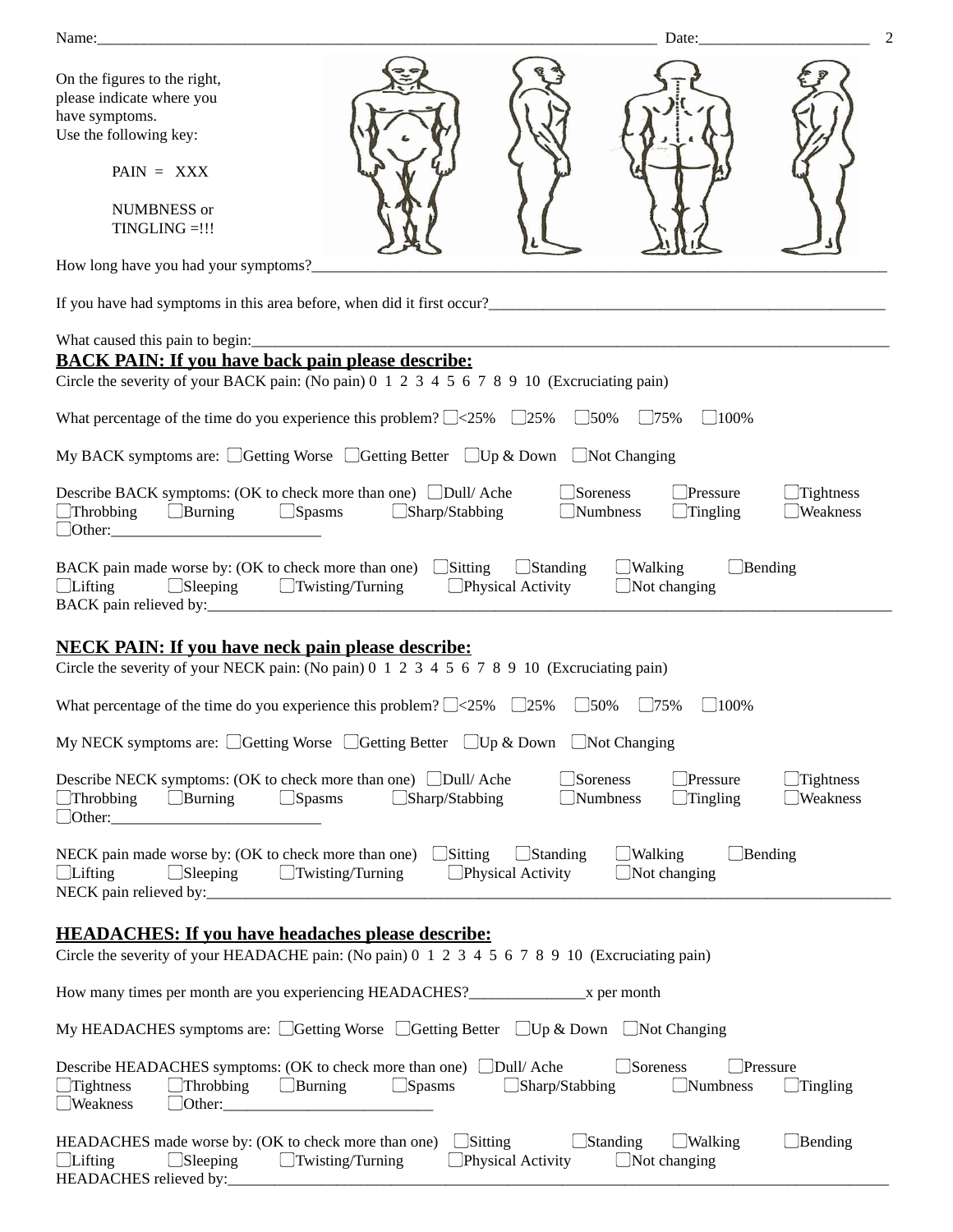Name:____________________________________________________________________________ Date:______________________

On the figures to the right, please indicate where you have symptoms.
Use the following key:

PAIN = XXX

NUMBNESS or TINGLING =!!!

How long have you had your symptoms?________________________________________________________________________

If you have had symptoms in this area before, when did it first occur?_____________________________________________________

What caused this pain to begin:___________________________________________________________________________

## BACK PAIN: If you have back pain please describe:

Circle the severity of your BACK pain: (No pain) 0 1 2 3 4 5 6 7 8 9 10 (Excruciating pain)

What percentage of the time do you experience this problem? ☐<25% ☐25% ☐50% ☐75% ☐100%

My BACK symptoms are: ☐Getting Worse ☐Getting Better ☐Up & Down ☐Not Changing

Describe BACK symptoms: (OK to check more than one) ☐Dull/ Ache ☐Soreness ☐Pressure ☐Tightness ☐Throbbing ☐Burning ☐Spasms ☐Sharp/Stabbing ☐Numbness ☐Tingling ☐Weakness ☐Other:___________________________

BACK pain made worse by: (OK to check more than one) ☐Sitting ☐Standing ☐Walking ☐Bending ☐Lifting ☐Sleeping ☐Twisting/Turning ☐Physical Activity ☐Not changing

BACK pain relieved by:_________________________________________________________________________________

## NECK PAIN: If you have neck pain please describe:

Circle the severity of your NECK pain: (No pain) 0 1 2 3 4 5 6 7 8 9 10 (Excruciating pain)

What percentage of the time do you experience this problem? ☐<25% ☐25% ☐50% ☐75% ☐100%

My NECK symptoms are: ☐Getting Worse ☐Getting Better ☐Up & Down ☐Not Changing

Describe NECK symptoms: (OK to check more than one) ☐Dull/ Ache ☐Soreness ☐Pressure ☐Tightness ☐Throbbing ☐Burning ☐Spasms ☐Sharp/Stabbing ☐Numbness ☐Tingling ☐Weakness ☐Other:___________________________

NECK pain made worse by: (OK to check more than one) ☐Sitting ☐Standing ☐Walking ☐Bending ☐Lifting ☐Sleeping ☐Twisting/Turning ☐Physical Activity ☐Not changing

NECK pain relieved by:_________________________________________________________________________________

## HEADACHES: If you have headaches please describe:

Circle the severity of your HEADACHE pain: (No pain) 0 1 2 3 4 5 6 7 8 9 10 (Excruciating pain)

How many times per month are you experiencing HEADACHES?_______________x per month

My HEADACHES symptoms are: ☐Getting Worse ☐Getting Better ☐Up & Down ☐Not Changing

Describe HEADACHES symptoms: (OK to check more than one) ☐Dull/ Ache ☐Soreness ☐Pressure ☐Tightness ☐Throbbing ☐Burning ☐Spasms ☐Sharp/Stabbing ☐Numbness ☐Tingling ☐Weakness ☐Other:___________________________

HEADACHES made worse by: (OK to check more than one) ☐Sitting ☐Standing ☐Walking ☐Bending ☐Lifting ☐Sleeping ☐Twisting/Turning ☐Physical Activity ☐Not changing

HEADACHES relieved by:_______________________________________________________________________________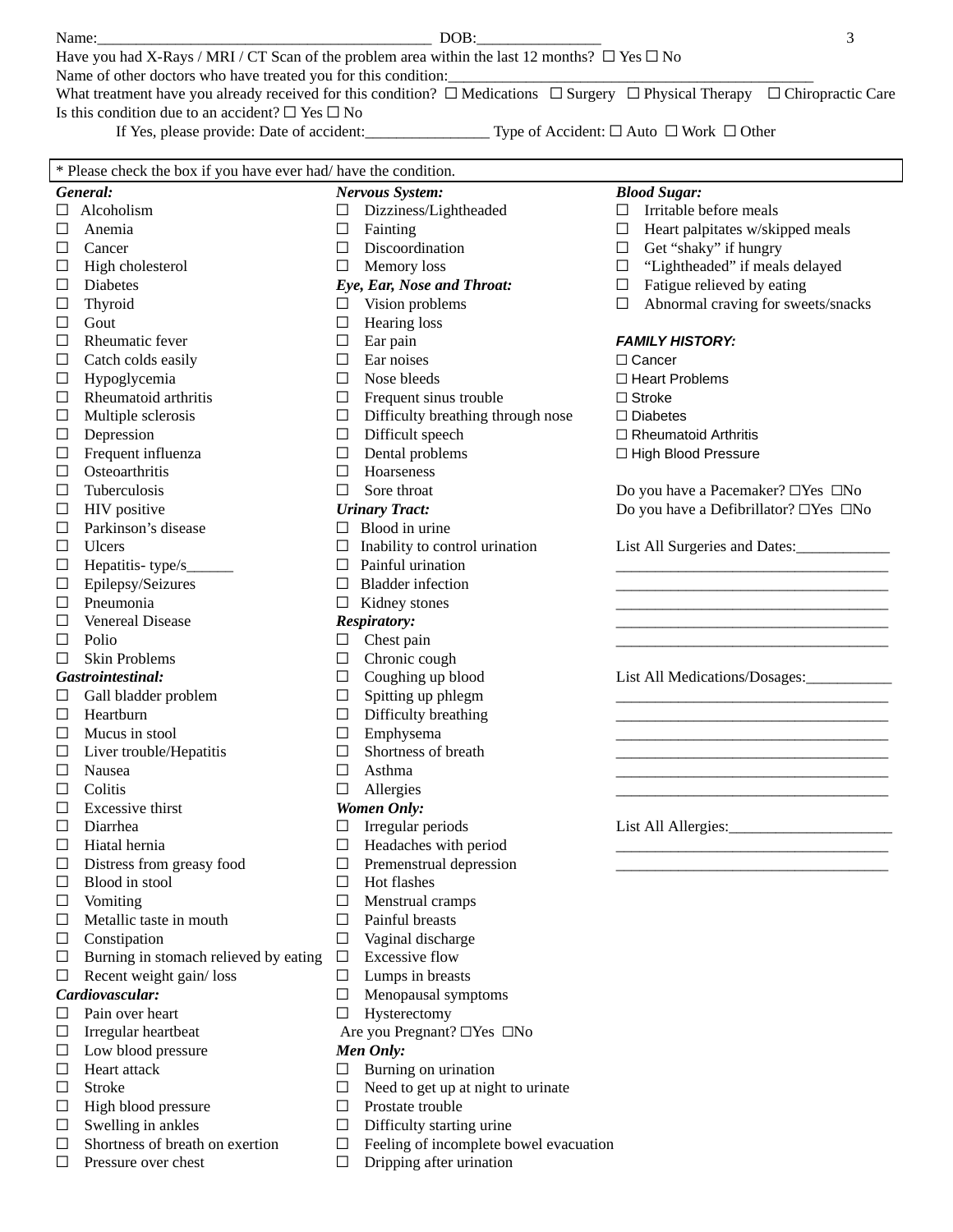Name:_________________________________________ DOB:_______________

Have you had X-Rays / MRI / CT Scan of the problem area within the last 12 months? ☐ Yes ☐ No

Name of other doctors who have treated you for this condition:_______________________________________________

What treatment have you already received for this condition? ☐ Medications ☐ Surgery ☐ Physical Therapy ☐ Chiropractic Care

Is this condition due to an accident? ☐ Yes ☐ No

If Yes, please provide: Date of accident:________________ Type of Accident: ☐ Auto ☐ Work ☐ Other

* Please check the box if you have ever had/ have the condition.

***General:***

- ☐ Alcoholism
- ☐ Anemia
- ☐ Cancer
- ☐ High cholesterol
- ☐ Diabetes
- ☐ Thyroid
- ☐ Gout
- ☐ Rheumatic fever
- ☐ Catch colds easily
- ☐ Hypoglycemia
- ☐ Rheumatoid arthritis
- ☐ Multiple sclerosis
- ☐ Depression
- ☐ Frequent influenza
- ☐ Osteoarthritis
- ☐ Tuberculosis
- ☐ HIV positive
- ☐ Parkinson's disease
- ☐ Ulcers
- ☐ Hepatitis- type/s______
- ☐ Epilepsy/Seizures
- ☐ Pneumonia
- ☐ Venereal Disease
- ☐ Polio
- ☐ Skin Problems

***Gastrointestinal:***

- ☐ Gall bladder problem
- ☐ Heartburn
- ☐ Mucus in stool
- ☐ Liver trouble/Hepatitis
- ☐ Nausea
- ☐ Colitis
- ☐ Excessive thirst
- ☐ Diarrhea
- ☐ Hiatal hernia
- ☐ Distress from greasy food
- ☐ Blood in stool
- ☐ Vomiting
- ☐ Metallic taste in mouth
- ☐ Constipation
- ☐ Burning in stomach relieved by eating
- ☐ Recent weight gain/ loss

***Cardiovascular:***

- ☐ Pain over heart
- ☐ Irregular heartbeat
- ☐ Low blood pressure
- ☐ Heart attack
- ☐ Stroke
- ☐ High blood pressure
- ☐ Swelling in ankles
- ☐ Shortness of breath on exertion
- ☐ Pressure over chest

***Nervous System:***

- ☐ Dizziness/Lightheaded
- ☐ Fainting
- ☐ Discoordination
- ☐ Memory loss

***Eye, Ear, Nose and Throat:***

- ☐ Vision problems
- ☐ Hearing loss
- ☐ Ear pain
- ☐ Ear noises
- ☐ Nose bleeds
- ☐ Frequent sinus trouble
- ☐ Difficulty breathing through nose
- ☐ Difficult speech
- ☐ Dental problems
- ☐ Hoarseness
- ☐ Sore throat

***Urinary Tract:***

- ☐ Blood in urine
- ☐ Inability to control urination
- ☐ Painful urination
- ☐ Bladder infection
- ☐ Kidney stones

***Respiratory:***

- ☐ Chest pain
- ☐ Chronic cough
- ☐ Coughing up blood
- ☐ Spitting up phlegm
- ☐ Difficulty breathing
- ☐ Emphysema
- ☐ Shortness of breath
- ☐ Asthma
- ☐ Allergies

***Women Only:***

- ☐ Irregular periods
- ☐ Headaches with period
- ☐ Premenstrual depression
- ☐ Hot flashes
- ☐ Menstrual cramps
- ☐ Painful breasts
- ☐ Vaginal discharge
- ☐ Excessive flow
- ☐ Lumps in breasts
- ☐ Menopausal symptoms
- ☐ Hysterectomy

Are you Pregnant? ☐Yes ☐No

***Men Only:***

- ☐ Burning on urination
- ☐ Need to get up at night to urinate
- ☐ Prostate trouble
- ☐ Difficulty starting urine
- ☐ Feeling of incomplete bowel evacuation
- ☐ Dripping after urination

***Blood Sugar:***

- ☐ Irritable before meals
- ☐ Heart palpitates w/skipped meals
- ☐ Get "shaky" if hungry
- ☐ "Lightheaded" if meals delayed
- ☐ Fatigue relieved by eating
- ☐ Abnormal craving for sweets/snacks

***FAMILY HISTORY:***

- ☐ Cancer
- ☐ Heart Problems
- ☐ Stroke
- ☐ Diabetes
- ☐ Rheumatoid Arthritis
- ☐ High Blood Pressure

Do you have a Pacemaker? ☐Yes ☐No

Do you have a Defibrillator? ☐Yes ☐No

List All Surgeries and Dates:____________

___________________________________

___________________________________

___________________________________

___________________________________

___________________________________

List All Medications/Dosages:___________

___________________________________

___________________________________

___________________________________

___________________________________

___________________________________

___________________________________

List All Allergies:_____________________

___________________________________

___________________________________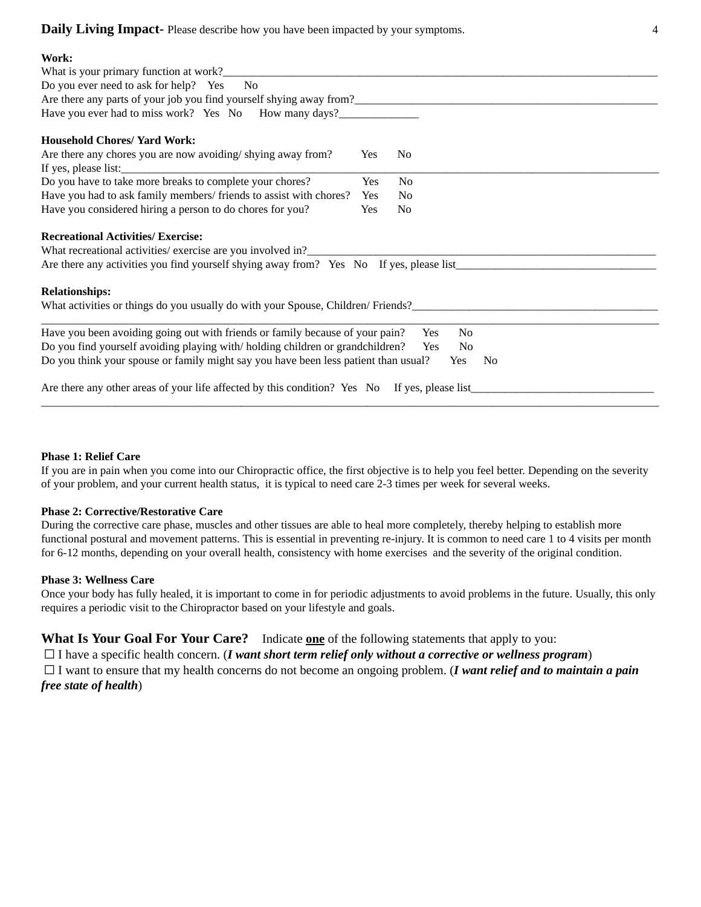## Daily Living Impact- Please describe how you have been impacted by your symptoms.

**Work:**

What is your primary function at work?_______________________________________________________________________________

Do you ever need to ask for help? Yes No

Are there any parts of your job you find yourself shying away from?______________________________________________________

Have you ever had to miss work? Yes No How many days?______________

**Household Chores/ Yard Work:**

Are there any chores you are now avoiding/ shying away from? Yes No

If yes, please list:_______________________________________________________________________________________________

Do you have to take more breaks to complete your chores? Yes No

Have you had to ask family members/ friends to assist with chores? Yes No

Have you considered hiring a person to do chores for you? Yes No

**Recreational Activities/ Exercise:**

What recreational activities/ exercise are you involved in?__________________________________________________________________

Are there any activities you find yourself shying away from? Yes No If yes, please list___________________________________

**Relationships:**

What activities or things do you usually do with your Spouse, Children/ Friends?_____________________________________________

_______________________________________________________________________________________________________________

Have you been avoiding going out with friends or family because of your pain? Yes No

Do you find yourself avoiding playing with/ holding children or grandchildren? Yes No

Do you think your spouse or family might say you have been less patient than usual? Yes No

Are there any other areas of your life affected by this condition? Yes No If yes, please list________________________________

_______________________________________________________________________________________________________________

**Phase 1: Relief Care**

If you are in pain when you come into our Chiropractic office, the first objective is to help you feel better. Depending on the severity of your problem, and your current health status, it is typical to need care 2-3 times per week for several weeks.

**Phase 2: Corrective/Restorative Care**

During the corrective care phase, muscles and other tissues are able to heal more completely, thereby helping to establish more functional postural and movement patterns. This is essential in preventing re-injury. It is common to need care 1 to 4 visits per month for 6-12 months, depending on your overall health, consistency with home exercises and the severity of the original condition.

**Phase 3: Wellness Care**

Once your body has fully healed, it is important to come in for periodic adjustments to avoid problems in the future. Usually, this only requires a periodic visit to the Chiropractor based on your lifestyle and goals.

**What Is Your Goal For Your Care?** Indicate **one** of the following statements that apply to you:

☐ I have a specific health concern. (***I want short term relief only without a corrective or wellness program***)

☐ I want to ensure that my health concerns do not become an ongoing problem. (***I want relief and to maintain a pain free state of health***)